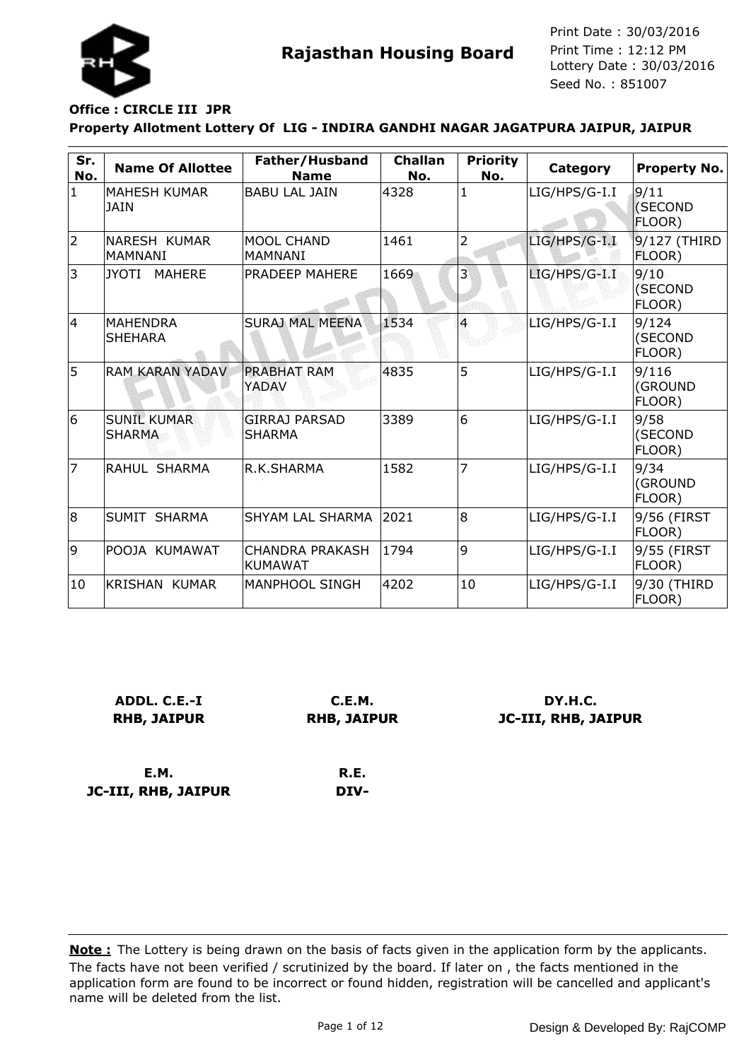# Rajasthan Housing Board

Print Date : 30/03/2016
Print Time : 12:12 PM
Lottery Date : 30/03/2016
Seed No. : 851007

**Office : CIRCLE III JPR**

**Property Allotment Lottery Of LIG - INDIRA GANDHI NAGAR JAGATPURA JAIPUR, JAIPUR**

| Sr. No. | Name Of Allottee | Father/Husband Name | Challan No. | Priority No. | Category | Property No. |
|---|---|---|---|---|---|---|
| 1 | MAHESH KUMAR JAIN | BABU LAL JAIN | 4328 | 1 | LIG/HPS/G-I.I | 9/11 (SECOND FLOOR) |
| 2 | NARESH KUMAR MAMNANI | MOOL CHAND MAMNANI | 1461 | 2 | LIG/HPS/G-I.I | 9/127 (THIRD FLOOR) |
| 3 | JYOTI MAHERE | PRADEEP MAHERE | 1669 | 3 | LIG/HPS/G-I.I | 9/10 (SECOND FLOOR) |
| 4 | MAHENDRA SHEHARA | SURAJ MAL MEENA | 1534 | 4 | LIG/HPS/G-I.I | 9/124 (SECOND FLOOR) |
| 5 | RAM KARAN YADAV | PRABHAT RAM YADAV | 4835 | 5 | LIG/HPS/G-I.I | 9/116 (GROUND FLOOR) |
| 6 | SUNIL KUMAR SHARMA | GIRRAJ PARSAD SHARMA | 3389 | 6 | LIG/HPS/G-I.I | 9/58 (SECOND FLOOR) |
| 7 | RAHUL SHARMA | R.K.SHARMA | 1582 | 7 | LIG/HPS/G-I.I | 9/34 (GROUND FLOOR) |
| 8 | SUMIT SHARMA | SHYAM LAL SHARMA | 2021 | 8 | LIG/HPS/G-I.I | 9/56 (FIRST FLOOR) |
| 9 | POOJA KUMAWAT | CHANDRA PRAKASH KUMAWAT | 1794 | 9 | LIG/HPS/G-I.I | 9/55 (FIRST FLOOR) |
| 10 | KRISHAN KUMAR | MANPHOOL SINGH | 4202 | 10 | LIG/HPS/G-I.I | 9/30 (THIRD FLOOR) |

**ADDL. C.E.-I**
**RHB, JAIPUR**

**C.E.M.**
**RHB, JAIPUR**

**DY.H.C.**
**JC-III, RHB, JAIPUR**

**E.M.**
**JC-III, RHB, JAIPUR**

**R.E.**
**DIV-**

**Note :** The Lottery is being drawn on the basis of facts given in the application form by the applicants. The facts have not been verified / scrutinized by the board. If later on , the facts mentioned in the application form are found to be incorrect or found hidden, registration will be cancelled and applicant's name will be deleted from the list.

Design & Developed By: RajCOMP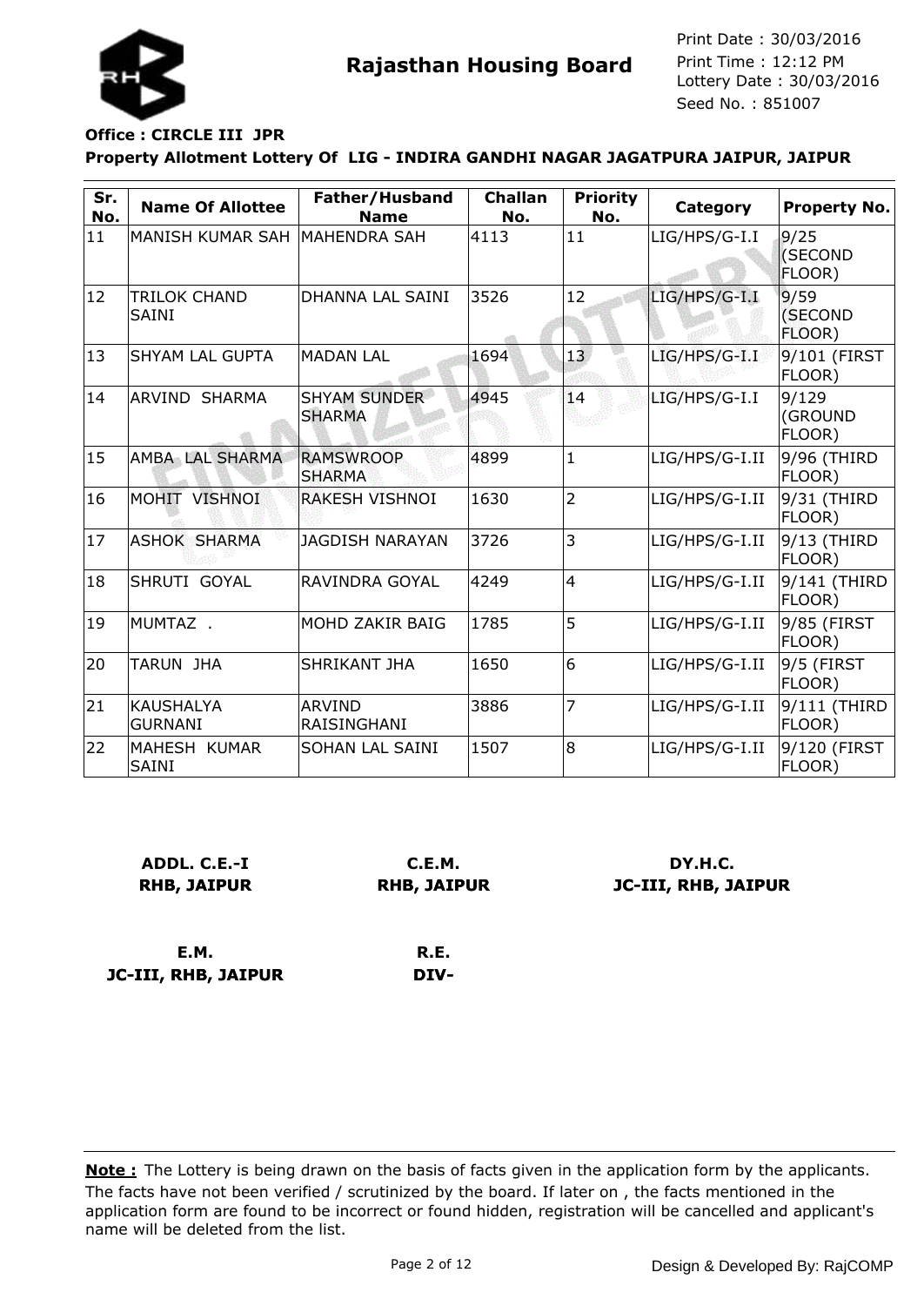# Rajasthan Housing Board

Print Date : 30/03/2016
Print Time : 12:12 PM
Lottery Date : 30/03/2016
Seed No. : 851007

**Office : CIRCLE III JPR**

**Property Allotment Lottery Of LIG - INDIRA GANDHI NAGAR JAGATPURA JAIPUR, JAIPUR**

| Sr. No. | Name Of Allottee | Father/Husband Name | Challan No. | Priority No. | Category | Property No. |
|---|---|---|---|---|---|---|
| 11 | MANISH KUMAR SAH | MAHENDRA SAH | 4113 | 11 | LIG/HPS/G-I.I | 9/25 (SECOND FLOOR) |
| 12 | TRILOK CHAND SAINI | DHANNA LAL SAINI | 3526 | 12 | LIG/HPS/G-I.I | 9/59 (SECOND FLOOR) |
| 13 | SHYAM LAL GUPTA | MADAN LAL | 1694 | 13 | LIG/HPS/G-I.I | 9/101 (FIRST FLOOR) |
| 14 | ARVIND SHARMA | SHYAM SUNDER SHARMA | 4945 | 14 | LIG/HPS/G-I.I | 9/129 (GROUND FLOOR) |
| 15 | AMBA LAL SHARMA | RAMSWROOP SHARMA | 4899 | 1 | LIG/HPS/G-I.II | 9/96 (THIRD FLOOR) |
| 16 | MOHIT VISHNOI | RAKESH VISHNOI | 1630 | 2 | LIG/HPS/G-I.II | 9/31 (THIRD FLOOR) |
| 17 | ASHOK SHARMA | JAGDISH NARAYAN | 3726 | 3 | LIG/HPS/G-I.II | 9/13 (THIRD FLOOR) |
| 18 | SHRUTI GOYAL | RAVINDRA GOYAL | 4249 | 4 | LIG/HPS/G-I.II | 9/141 (THIRD FLOOR) |
| 19 | MUMTAZ . | MOHD ZAKIR BAIG | 1785 | 5 | LIG/HPS/G-I.II | 9/85 (FIRST FLOOR) |
| 20 | TARUN JHA | SHRIKANT JHA | 1650 | 6 | LIG/HPS/G-I.II | 9/5 (FIRST FLOOR) |
| 21 | KAUSHALYA GURNANI | ARVIND RAISINGHANI | 3886 | 7 | LIG/HPS/G-I.II | 9/111 (THIRD FLOOR) |
| 22 | MAHESH KUMAR SAINI | SOHAN LAL SAINI | 1507 | 8 | LIG/HPS/G-I.II | 9/120 (FIRST FLOOR) |

**ADDL. C.E.-I**
**RHB, JAIPUR**

**C.E.M.**
**RHB, JAIPUR**

**DY.H.C.**
**JC-III, RHB, JAIPUR**

**E.M.**
**JC-III, RHB, JAIPUR**

**R.E.**
**DIV-**

**Note :** The Lottery is being drawn on the basis of facts given in the application form by the applicants. The facts have not been verified / scrutinized by the board. If later on , the facts mentioned in the application form are found to be incorrect or found hidden, registration will be cancelled and applicant's name will be deleted from the list.

Design & Developed By: RajCOMP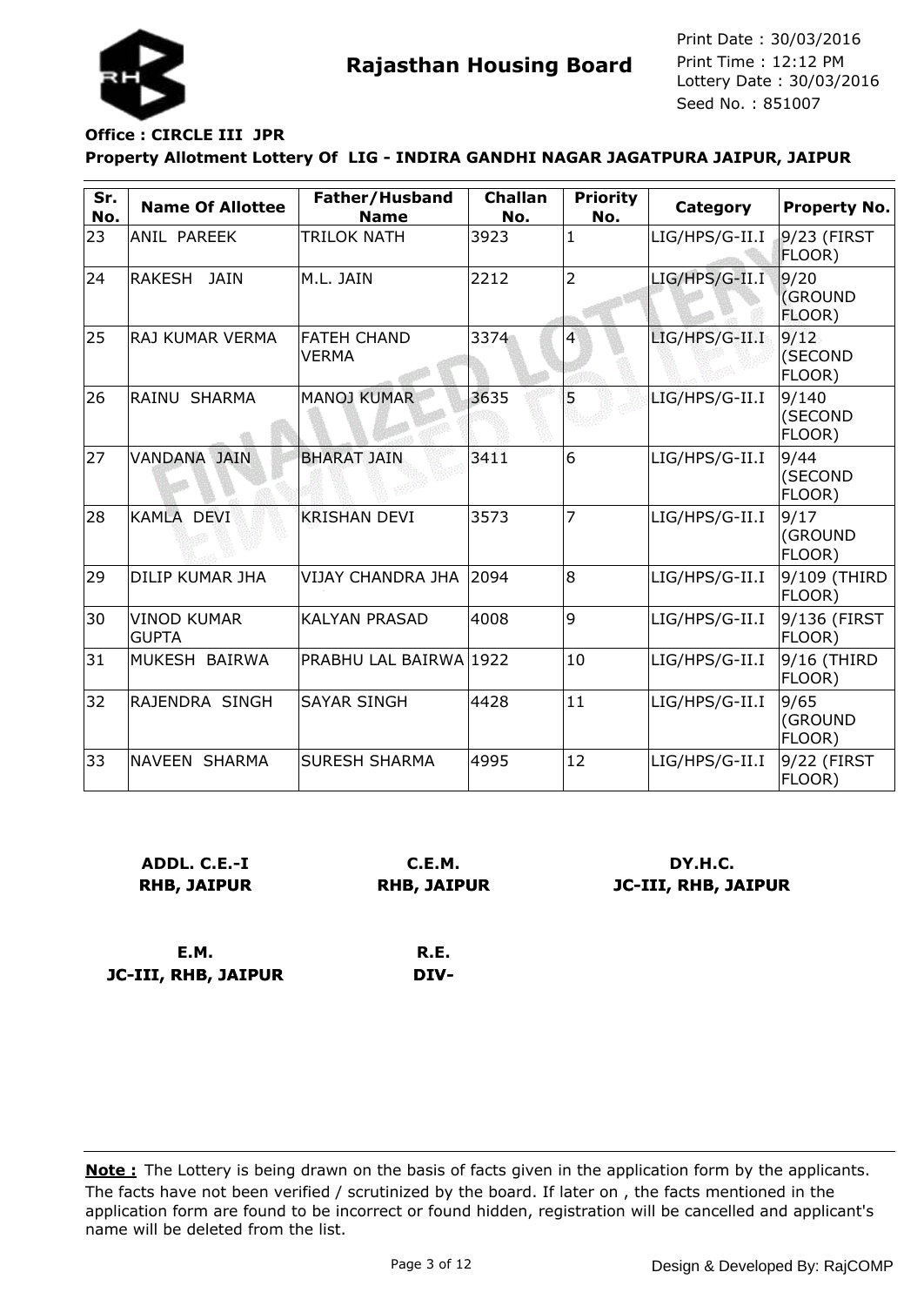**Rajasthan Housing Board**

Print Date : 30/03/2016
Print Time : 12:12 PM
Lottery Date : 30/03/2016
Seed No. : 851007

**Office : CIRCLE III JPR**

**Property Allotment Lottery Of LIG - INDIRA GANDHI NAGAR JAGATPURA JAIPUR, JAIPUR**

| Sr. No. | Name Of Allottee | Father/Husband Name | Challan No. | Priority No. | Category | Property No. |
|---|---|---|---|---|---|---|
| 23 | ANIL PAREEK | TRILOK NATH | 3923 | 1 | LIG/HPS/G-II.I | 9/23 (FIRST FLOOR) |
| 24 | RAKESH JAIN | M.L. JAIN | 2212 | 2 | LIG/HPS/G-II.I | 9/20 (GROUND FLOOR) |
| 25 | RAJ KUMAR VERMA | FATEH CHAND VERMA | 3374 | 4 | LIG/HPS/G-II.I | 9/12 (SECOND FLOOR) |
| 26 | RAINU SHARMA | MANOJ KUMAR | 3635 | 5 | LIG/HPS/G-II.I | 9/140 (SECOND FLOOR) |
| 27 | VANDANA JAIN | BHARAT JAIN | 3411 | 6 | LIG/HPS/G-II.I | 9/44 (SECOND FLOOR) |
| 28 | KAMLA DEVI | KRISHAN DEVI | 3573 | 7 | LIG/HPS/G-II.I | 9/17 (GROUND FLOOR) |
| 29 | DILIP KUMAR JHA | VIJAY CHANDRA JHA | 2094 | 8 | LIG/HPS/G-II.I | 9/109 (THIRD FLOOR) |
| 30 | VINOD KUMAR GUPTA | KALYAN PRASAD | 4008 | 9 | LIG/HPS/G-II.I | 9/136 (FIRST FLOOR) |
| 31 | MUKESH BAIRWA | PRABHU LAL BAIRWA | 1922 | 10 | LIG/HPS/G-II.I | 9/16 (THIRD FLOOR) |
| 32 | RAJENDRA SINGH | SAYAR SINGH | 4428 | 11 | LIG/HPS/G-II.I | 9/65 (GROUND FLOOR) |
| 33 | NAVEEN SHARMA | SURESH SHARMA | 4995 | 12 | LIG/HPS/G-II.I | 9/22 (FIRST FLOOR) |

**ADDL. C.E.-I**
**RHB, JAIPUR**

**C.E.M.**
**RHB, JAIPUR**

**DY.H.C.**
**JC-III, RHB, JAIPUR**

**E.M.**
**JC-III, RHB, JAIPUR**

**R.E.**
**DIV-**

**Note :** The Lottery is being drawn on the basis of facts given in the application form by the applicants. The facts have not been verified / scrutinized by the board. If later on , the facts mentioned in the application form are found to be incorrect or found hidden, registration will be cancelled and applicant's name will be deleted from the list.

Design & Developed By: RajCOMP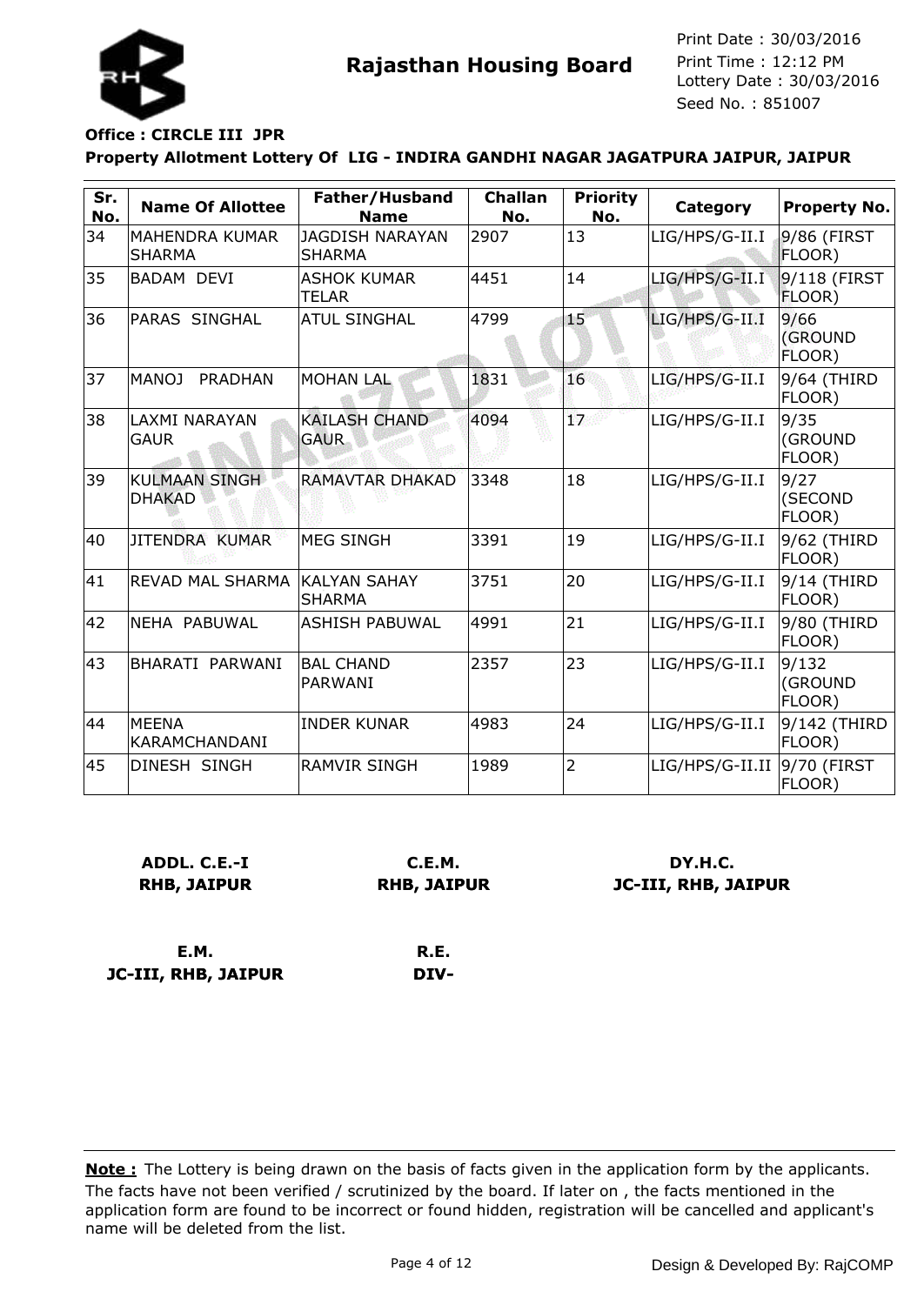# Rajasthan Housing Board

Print Date : 30/03/2016
Print Time : 12:12 PM
Lottery Date : 30/03/2016
Seed No. : 851007

**Office : CIRCLE III JPR**

**Property Allotment Lottery Of LIG - INDIRA GANDHI NAGAR JAGATPURA JAIPUR, JAIPUR**

| Sr. No. | Name Of Allottee | Father/Husband Name | Challan No. | Priority No. | Category | Property No. |
|---|---|---|---|---|---|---|
| 34 | MAHENDRA KUMAR SHARMA | JAGDISH NARAYAN SHARMA | 2907 | 13 | LIG/HPS/G-II.I | 9/86 (FIRST FLOOR) |
| 35 | BADAM DEVI | ASHOK KUMAR TELAR | 4451 | 14 | LIG/HPS/G-II.I | 9/118 (FIRST FLOOR) |
| 36 | PARAS SINGHAL | ATUL SINGHAL | 4799 | 15 | LIG/HPS/G-II.I | 9/66 (GROUND FLOOR) |
| 37 | MANOJ PRADHAN | MOHAN LAL | 1831 | 16 | LIG/HPS/G-II.I | 9/64 (THIRD FLOOR) |
| 38 | LAXMI NARAYAN GAUR | KAILASH CHAND GAUR | 4094 | 17 | LIG/HPS/G-II.I | 9/35 (GROUND FLOOR) |
| 39 | KULMAAN SINGH DHAKAD | RAMAVTAR DHAKAD | 3348 | 18 | LIG/HPS/G-II.I | 9/27 (SECOND FLOOR) |
| 40 | JITENDRA KUMAR | MEG SINGH | 3391 | 19 | LIG/HPS/G-II.I | 9/62 (THIRD FLOOR) |
| 41 | REVAD MAL SHARMA | KALYAN SAHAY SHARMA | 3751 | 20 | LIG/HPS/G-II.I | 9/14 (THIRD FLOOR) |
| 42 | NEHA PABUWAL | ASHISH PABUWAL | 4991 | 21 | LIG/HPS/G-II.I | 9/80 (THIRD FLOOR) |
| 43 | BHARATI PARWANI | BAL CHAND PARWANI | 2357 | 23 | LIG/HPS/G-II.I | 9/132 (GROUND FLOOR) |
| 44 | MEENA KARAMCHANDANI | INDER KUNAR | 4983 | 24 | LIG/HPS/G-II.I | 9/142 (THIRD FLOOR) |
| 45 | DINESH SINGH | RAMVIR SINGH | 1989 | 2 | LIG/HPS/G-II.II | 9/70 (FIRST FLOOR) |

**ADDL. C.E.-I**
**RHB, JAIPUR**

**C.E.M.**
**RHB, JAIPUR**

**DY.H.C.**
**JC-III, RHB, JAIPUR**

**E.M.**
**JC-III, RHB, JAIPUR**

**R.E.**
**DIV-**

**Note :** The Lottery is being drawn on the basis of facts given in the application form by the applicants. The facts have not been verified / scrutinized by the board. If later on , the facts mentioned in the application form are found to be incorrect or found hidden, registration will be cancelled and applicant's name will be deleted from the list.

Design & Developed By: RajCOMP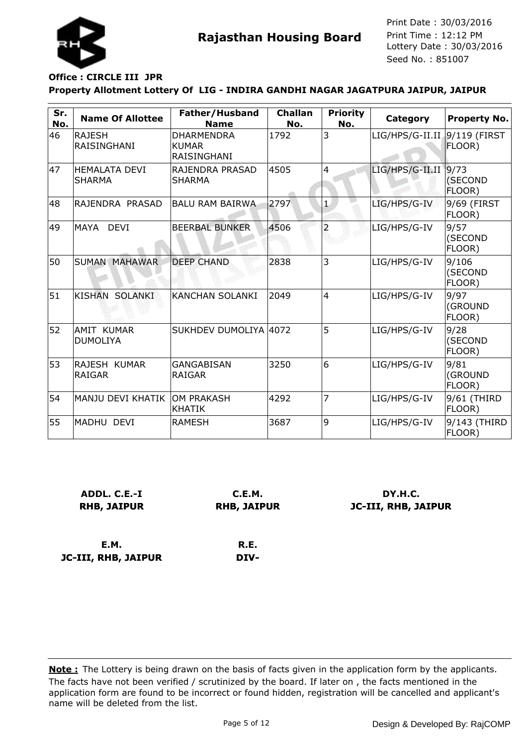# Rajasthan Housing Board

Print Date : 30/03/2016
Print Time : 12:12 PM
Lottery Date : 30/03/2016
Seed No. : 851007

**Office : CIRCLE III JPR**

**Property Allotment Lottery Of LIG - INDIRA GANDHI NAGAR JAGATPURA JAIPUR, JAIPUR**

| Sr. No. | Name Of Allottee | Father/Husband Name | Challan No. | Priority No. | Category | Property No. |
|---|---|---|---|---|---|---|
| 46 | RAJESH RAISINGHANI | DHARMENDRA KUMAR RAISINGHANI | 1792 | 3 | LIG/HPS/G-II.II | 9/119 (FIRST FLOOR) |
| 47 | HEMALATA DEVI SHARMA | RAJENDRA PRASAD SHARMA | 4505 | 4 | LIG/HPS/G-II.II | 9/73 (SECOND FLOOR) |
| 48 | RAJENDRA PRASAD | BALU RAM BAIRWA | 2797 | 1 | LIG/HPS/G-IV | 9/69 (FIRST FLOOR) |
| 49 | MAYA DEVI | BEERBAL BUNKER | 4506 | 2 | LIG/HPS/G-IV | 9/57 (SECOND FLOOR) |
| 50 | SUMAN MAHAWAR | DEEP CHAND | 2838 | 3 | LIG/HPS/G-IV | 9/106 (SECOND FLOOR) |
| 51 | KISHAN SOLANKI | KANCHAN SOLANKI | 2049 | 4 | LIG/HPS/G-IV | 9/97 (GROUND FLOOR) |
| 52 | AMIT KUMAR DUMOLIYA | SUKHDEV DUMOLIYA | 4072 | 5 | LIG/HPS/G-IV | 9/28 (SECOND FLOOR) |
| 53 | RAJESH KUMAR RAIGAR | GANGABISAN RAIGAR | 3250 | 6 | LIG/HPS/G-IV | 9/81 (GROUND FLOOR) |
| 54 | MANJU DEVI KHATIK | OM PRAKASH KHATIK | 4292 | 7 | LIG/HPS/G-IV | 9/61 (THIRD FLOOR) |
| 55 | MADHU DEVI | RAMESH | 3687 | 9 | LIG/HPS/G-IV | 9/143 (THIRD FLOOR) |

**ADDL. C.E.-I**
**RHB, JAIPUR**

**C.E.M.**
**RHB, JAIPUR**

**DY.H.C.**
**JC-III, RHB, JAIPUR**

**E.M.**
**JC-III, RHB, JAIPUR**

**R.E.**
**DIV-**

**Note :** The Lottery is being drawn on the basis of facts given in the application form by the applicants. The facts have not been verified / scrutinized by the board. If later on , the facts mentioned in the application form are found to be incorrect or found hidden, registration will be cancelled and applicant's name will be deleted from the list.

Design & Developed By: RajCOMP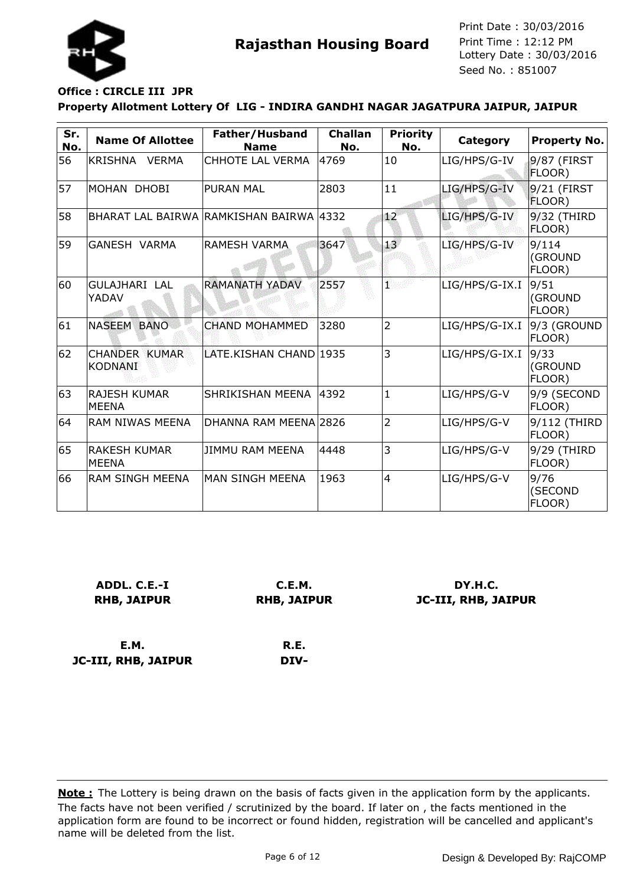**Rajasthan Housing Board**

Print Date : 30/03/2016
Print Time : 12:12 PM
Lottery Date : 30/03/2016
Seed No. : 851007

**Office : CIRCLE III JPR**

**Property Allotment Lottery Of LIG - INDIRA GANDHI NAGAR JAGATPURA JAIPUR, JAIPUR**

| Sr. No. | Name Of Allottee | Father/Husband Name | Challan No. | Priority No. | Category | Property No. |
|---|---|---|---|---|---|---|
| 56 | KRISHNA VERMA | CHHOTE LAL VERMA | 4769 | 10 | LIG/HPS/G-IV | 9/87 (FIRST FLOOR) |
| 57 | MOHAN DHOBI | PURAN MAL | 2803 | 11 | LIG/HPS/G-IV | 9/21 (FIRST FLOOR) |
| 58 | BHARAT LAL BAIRWA | RAMKISHAN BAIRWA | 4332 | 12 | LIG/HPS/G-IV | 9/32 (THIRD FLOOR) |
| 59 | GANESH VARMA | RAMESH VARMA | 3647 | 13 | LIG/HPS/G-IV | 9/114 (GROUND FLOOR) |
| 60 | GULAJHARI LAL YADAV | RAMANATH YADAV | 2557 | 1 | LIG/HPS/G-IX.I | 9/51 (GROUND FLOOR) |
| 61 | NASEEM BANO | CHAND MOHAMMED | 3280 | 2 | LIG/HPS/G-IX.I | 9/3 (GROUND FLOOR) |
| 62 | CHANDER KUMAR KODNANI | LATE.KISHAN CHAND | 1935 | 3 | LIG/HPS/G-IX.I | 9/33 (GROUND FLOOR) |
| 63 | RAJESH KUMAR MEENA | SHRIKISHAN MEENA | 4392 | 1 | LIG/HPS/G-V | 9/9 (SECOND FLOOR) |
| 64 | RAM NIWAS MEENA | DHANNA RAM MEENA | 2826 | 2 | LIG/HPS/G-V | 9/112 (THIRD FLOOR) |
| 65 | RAKESH KUMAR MEENA | JIMMU RAM MEENA | 4448 | 3 | LIG/HPS/G-V | 9/29 (THIRD FLOOR) |
| 66 | RAM SINGH MEENA | MAN SINGH MEENA | 1963 | 4 | LIG/HPS/G-V | 9/76 (SECOND FLOOR) |

**ADDL. C.E.-I**
**RHB, JAIPUR**

**C.E.M.**
**RHB, JAIPUR**

**DY.H.C.**
**JC-III, RHB, JAIPUR**

**E.M.**
**JC-III, RHB, JAIPUR**

**R.E.**
**DIV-**

**Note :** The Lottery is being drawn on the basis of facts given in the application form by the applicants. The facts have not been verified / scrutinized by the board. If later on , the facts mentioned in the application form are found to be incorrect or found hidden, registration will be cancelled and applicant's name will be deleted from the list.

Design & Developed By: RajCOMP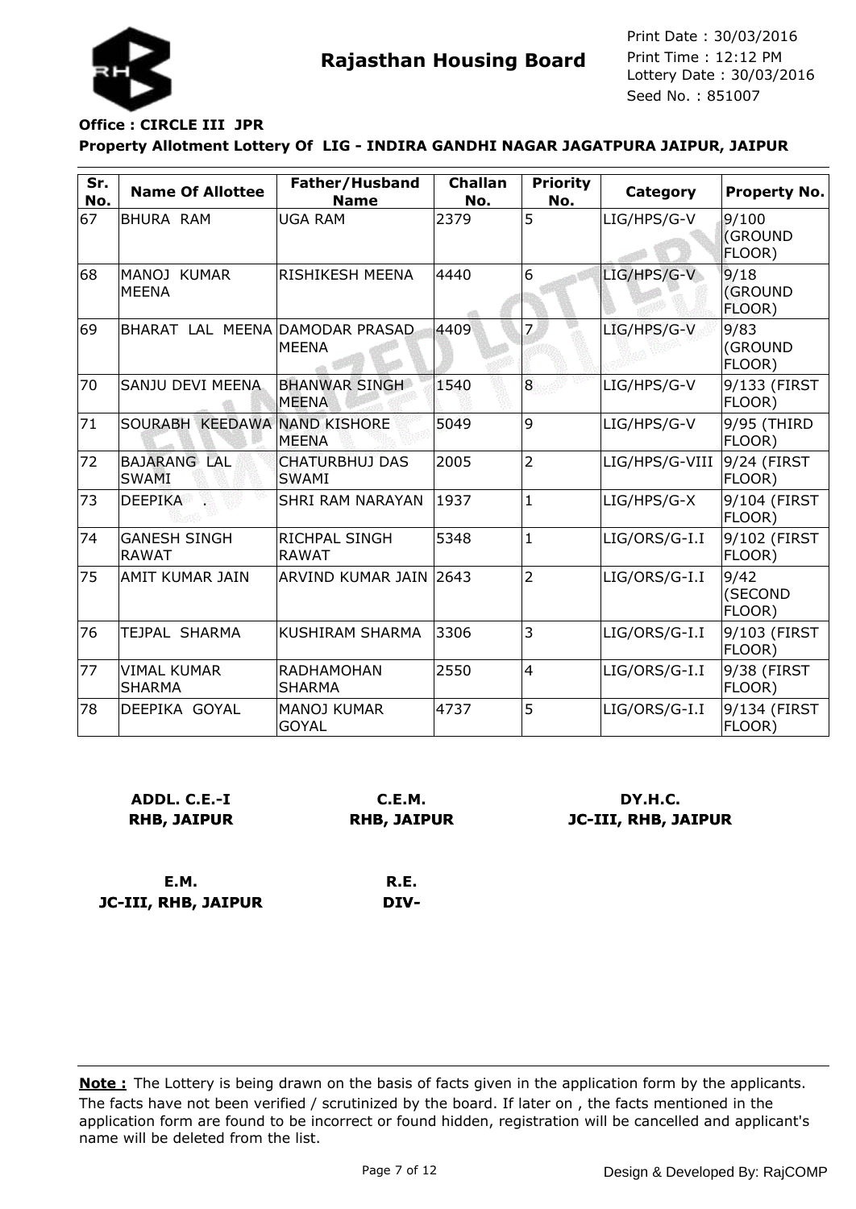# Rajasthan Housing Board

Print Date : 30/03/2016
Print Time : 12:12 PM
Lottery Date : 30/03/2016
Seed No. : 851007

**Office : CIRCLE III JPR**

**Property Allotment Lottery Of LIG - INDIRA GANDHI NAGAR JAGATPURA JAIPUR, JAIPUR**

| Sr. No. | Name Of Allottee | Father/Husband Name | Challan No. | Priority No. | Category | Property No. |
|---|---|---|---|---|---|---|
| 67 | BHURA RAM | UGA RAM | 2379 | 5 | LIG/HPS/G-V | 9/100 (GROUND FLOOR) |
| 68 | MANOJ KUMAR MEENA | RISHIKESH MEENA | 4440 | 6 | LIG/HPS/G-V | 9/18 (GROUND FLOOR) |
| 69 | BHARAT LAL MEENA | DAMODAR PRASAD MEENA | 4409 | 7 | LIG/HPS/G-V | 9/83 (GROUND FLOOR) |
| 70 | SANJU DEVI MEENA | BHANWAR SINGH MEENA | 1540 | 8 | LIG/HPS/G-V | 9/133 (FIRST FLOOR) |
| 71 | SOURABH KEEDAWA | NAND KISHORE MEENA | 5049 | 9 | LIG/HPS/G-V | 9/95 (THIRD FLOOR) |
| 72 | BAJARANG LAL SWAMI | CHATURBHUJ DAS SWAMI | 2005 | 2 | LIG/HPS/G-VIII | 9/24 (FIRST FLOOR) |
| 73 | DEEPIKA . | SHRI RAM NARAYAN | 1937 | 1 | LIG/HPS/G-X | 9/104 (FIRST FLOOR) |
| 74 | GANESH SINGH RAWAT | RICHPAL SINGH RAWAT | 5348 | 1 | LIG/ORS/G-I.I | 9/102 (FIRST FLOOR) |
| 75 | AMIT KUMAR JAIN | ARVIND KUMAR JAIN | 2643 | 2 | LIG/ORS/G-I.I | 9/42 (SECOND FLOOR) |
| 76 | TEJPAL SHARMA | KUSHIRAM SHARMA | 3306 | 3 | LIG/ORS/G-I.I | 9/103 (FIRST FLOOR) |
| 77 | VIMAL KUMAR SHARMA | RADHAMOHAN SHARMA | 2550 | 4 | LIG/ORS/G-I.I | 9/38 (FIRST FLOOR) |
| 78 | DEEPIKA GOYAL | MANOJ KUMAR GOYAL | 4737 | 5 | LIG/ORS/G-I.I | 9/134 (FIRST FLOOR) |

**ADDL. C.E.-I**
**RHB, JAIPUR**

**C.E.M.**
**RHB, JAIPUR**

**DY.H.C.**
**JC-III, RHB, JAIPUR**

**E.M.**
**JC-III, RHB, JAIPUR**

**R.E.**
**DIV-**

**Note :** The Lottery is being drawn on the basis of facts given in the application form by the applicants. The facts have not been verified / scrutinized by the board. If later on , the facts mentioned in the application form are found to be incorrect or found hidden, registration will be cancelled and applicant's name will be deleted from the list.

Design & Developed By: RajCOMP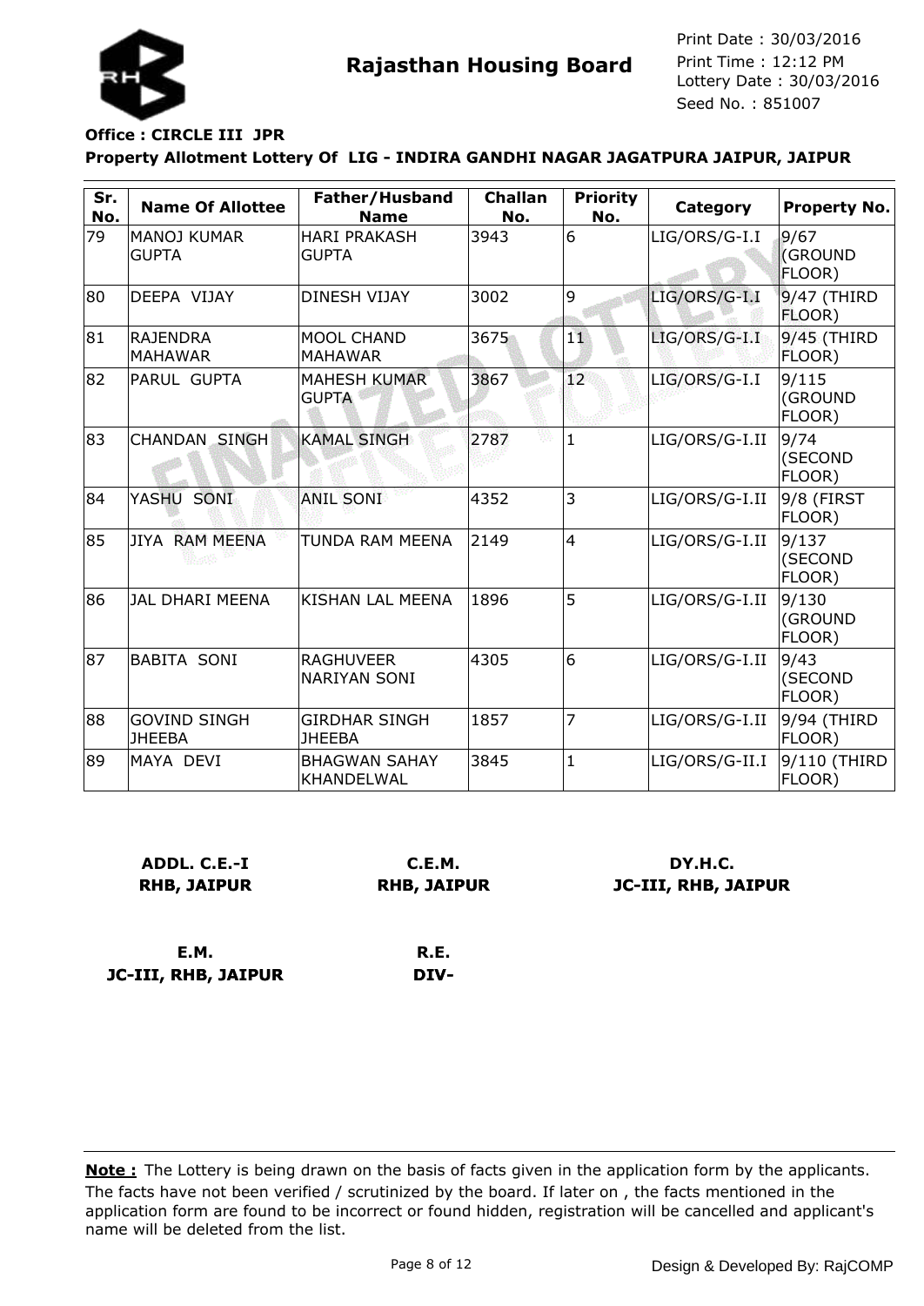# Rajasthan Housing Board

Print Date : 30/03/2016
Print Time : 12:12 PM
Lottery Date : 30/03/2016
Seed No. : 851007

**Office : CIRCLE III JPR**

**Property Allotment Lottery Of LIG - INDIRA GANDHI NAGAR JAGATPURA JAIPUR, JAIPUR**

| Sr. No. | Name Of Allottee | Father/Husband Name | Challan No. | Priority No. | Category | Property No. |
|---|---|---|---|---|---|---|
| 79 | MANOJ KUMAR GUPTA | HARI PRAKASH GUPTA | 3943 | 6 | LIG/ORS/G-I.I | 9/67 (GROUND FLOOR) |
| 80 | DEEPA VIJAY | DINESH VIJAY | 3002 | 9 | LIG/ORS/G-I.I | 9/47 (THIRD FLOOR) |
| 81 | RAJENDRA MAHAWAR | MOOL CHAND MAHAWAR | 3675 | 11 | LIG/ORS/G-I.I | 9/45 (THIRD FLOOR) |
| 82 | PARUL GUPTA | MAHESH KUMAR GUPTA | 3867 | 12 | LIG/ORS/G-I.I | 9/115 (GROUND FLOOR) |
| 83 | CHANDAN SINGH | KAMAL SINGH | 2787 | 1 | LIG/ORS/G-I.II | 9/74 (SECOND FLOOR) |
| 84 | YASHU SONI | ANIL SONI | 4352 | 3 | LIG/ORS/G-I.II | 9/8 (FIRST FLOOR) |
| 85 | JIYA RAM MEENA | TUNDA RAM MEENA | 2149 | 4 | LIG/ORS/G-I.II | 9/137 (SECOND FLOOR) |
| 86 | JAL DHARI MEENA | KISHAN LAL MEENA | 1896 | 5 | LIG/ORS/G-I.II | 9/130 (GROUND FLOOR) |
| 87 | BABITA SONI | RAGHUVEER NARIYAN SONI | 4305 | 6 | LIG/ORS/G-I.II | 9/43 (SECOND FLOOR) |
| 88 | GOVIND SINGH JHEEBA | GIRDHAR SINGH JHEEBA | 1857 | 7 | LIG/ORS/G-I.II | 9/94 (THIRD FLOOR) |
| 89 | MAYA DEVI | BHAGWAN SAHAY KHANDELWAL | 3845 | 1 | LIG/ORS/G-II.I | 9/110 (THIRD FLOOR) |

**ADDL. C.E.-I**
**RHB, JAIPUR**

**C.E.M.**
**RHB, JAIPUR**

**DY.H.C.**
**JC-III, RHB, JAIPUR**

**E.M.**
**JC-III, RHB, JAIPUR**

**R.E.**
**DIV-**

**Note :** The Lottery is being drawn on the basis of facts given in the application form by the applicants. The facts have not been verified / scrutinized by the board. If later on , the facts mentioned in the application form are found to be incorrect or found hidden, registration will be cancelled and applicant's name will be deleted from the list.

Design & Developed By: RajCOMP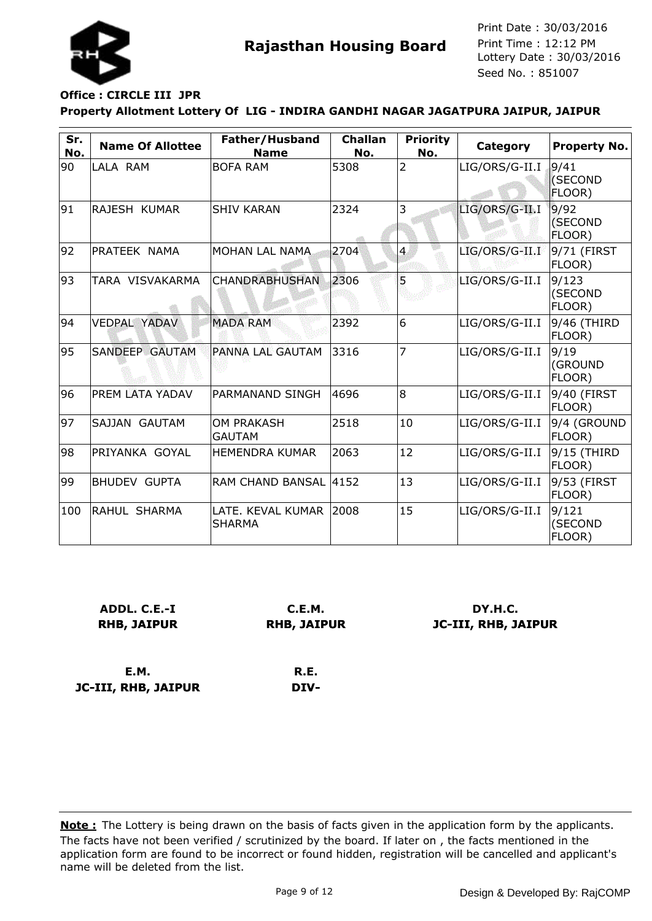**Rajasthan Housing Board**

Print Date : 30/03/2016
Print Time : 12:12 PM
Lottery Date : 30/03/2016
Seed No. : 851007

**Office : CIRCLE III JPR**

**Property Allotment Lottery Of LIG - INDIRA GANDHI NAGAR JAGATPURA JAIPUR, JAIPUR**

| Sr. No. | Name Of Allottee | Father/Husband Name | Challan No. | Priority No. | Category | Property No. |
|---|---|---|---|---|---|---|
| 90 | LALA RAM | BOFA RAM | 5308 | 2 | LIG/ORS/G-II.I | 9/41 (SECOND FLOOR) |
| 91 | RAJESH KUMAR | SHIV KARAN | 2324 | 3 | LIG/ORS/G-II.I | 9/92 (SECOND FLOOR) |
| 92 | PRATEEK NAMA | MOHAN LAL NAMA | 2704 | 4 | LIG/ORS/G-II.I | 9/71 (FIRST FLOOR) |
| 93 | TARA VISVAKARMA | CHANDRABHUSHAN | 2306 | 5 | LIG/ORS/G-II.I | 9/123 (SECOND FLOOR) |
| 94 | VEDPAL YADAV | MADA RAM | 2392 | 6 | LIG/ORS/G-II.I | 9/46 (THIRD FLOOR) |
| 95 | SANDEEP GAUTAM | PANNA LAL GAUTAM | 3316 | 7 | LIG/ORS/G-II.I | 9/19 (GROUND FLOOR) |
| 96 | PREM LATA YADAV | PARMANAND SINGH | 4696 | 8 | LIG/ORS/G-II.I | 9/40 (FIRST FLOOR) |
| 97 | SAJJAN GAUTAM | OM PRAKASH GAUTAM | 2518 | 10 | LIG/ORS/G-II.I | 9/4 (GROUND FLOOR) |
| 98 | PRIYANKA GOYAL | HEMENDRA KUMAR | 2063 | 12 | LIG/ORS/G-II.I | 9/15 (THIRD FLOOR) |
| 99 | BHUDEV GUPTA | RAM CHAND BANSAL | 4152 | 13 | LIG/ORS/G-II.I | 9/53 (FIRST FLOOR) |
| 100 | RAHUL SHARMA | LATE. KEVAL KUMAR SHARMA | 2008 | 15 | LIG/ORS/G-II.I | 9/121 (SECOND FLOOR) |

**ADDL. C.E.-I**
**RHB, JAIPUR**

**C.E.M.**
**RHB, JAIPUR**

**DY.H.C.**
**JC-III, RHB, JAIPUR**

**E.M.**
**JC-III, RHB, JAIPUR**

**R.E.**
**DIV-**

**Note :** The Lottery is being drawn on the basis of facts given in the application form by the applicants. The facts have not been verified / scrutinized by the board. If later on , the facts mentioned in the application form are found to be incorrect or found hidden, registration will be cancelled and applicant's name will be deleted from the list.

Design & Developed By: RajCOMP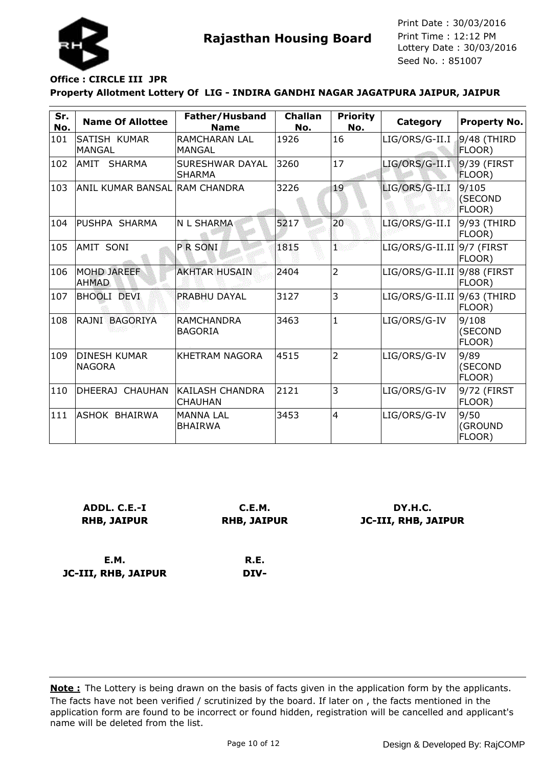# Rajasthan Housing Board

Print Date : 30/03/2016
Print Time : 12:12 PM
Lottery Date : 30/03/2016
Seed No. : 851007

**Office : CIRCLE III JPR**

**Property Allotment Lottery Of LIG - INDIRA GANDHI NAGAR JAGATPURA JAIPUR, JAIPUR**

| Sr. No. | Name Of Allottee | Father/Husband Name | Challan No. | Priority No. | Category | Property No. |
|---|---|---|---|---|---|---|
| 101 | SATISH KUMAR MANGAL | RAMCHARAN LAL MANGAL | 1926 | 16 | LIG/ORS/G-II.I | 9/48 (THIRD FLOOR) |
| 102 | AMIT SHARMA | SURESHWAR DAYAL SHARMA | 3260 | 17 | LIG/ORS/G-II.I | 9/39 (FIRST FLOOR) |
| 103 | ANIL KUMAR BANSAL | RAM CHANDRA | 3226 | 19 | LIG/ORS/G-II.I | 9/105 (SECOND FLOOR) |
| 104 | PUSHPA SHARMA | N L SHARMA | 5217 | 20 | LIG/ORS/G-II.I | 9/93 (THIRD FLOOR) |
| 105 | AMIT SONI | P R SONI | 1815 | 1 | LIG/ORS/G-II.II | 9/7 (FIRST FLOOR) |
| 106 | MOHD JAREEF AHMAD | AKHTAR HUSAIN | 2404 | 2 | LIG/ORS/G-II.II | 9/88 (FIRST FLOOR) |
| 107 | BHOOLI DEVI | PRABHU DAYAL | 3127 | 3 | LIG/ORS/G-II.II | 9/63 (THIRD FLOOR) |
| 108 | RAJNI BAGORIYA | RAMCHANDRA BAGORIA | 3463 | 1 | LIG/ORS/G-IV | 9/108 (SECOND FLOOR) |
| 109 | DINESH KUMAR NAGORA | KHETRAM NAGORA | 4515 | 2 | LIG/ORS/G-IV | 9/89 (SECOND FLOOR) |
| 110 | DHEERAJ CHAUHAN | KAILASH CHANDRA CHAUHAN | 2121 | 3 | LIG/ORS/G-IV | 9/72 (FIRST FLOOR) |
| 111 | ASHOK BHAIRWA | MANNA LAL BHAIRWA | 3453 | 4 | LIG/ORS/G-IV | 9/50 (GROUND FLOOR) |

**ADDL. C.E.-I**
**RHB, JAIPUR**

**C.E.M.**
**RHB, JAIPUR**

**DY.H.C.**
**JC-III, RHB, JAIPUR**

**E.M.**
**JC-III, RHB, JAIPUR**

**R.E.**
**DIV-**

**Note :** The Lottery is being drawn on the basis of facts given in the application form by the applicants. The facts have not been verified / scrutinized by the board. If later on , the facts mentioned in the application form are found to be incorrect or found hidden, registration will be cancelled and applicant's name will be deleted from the list.

Design & Developed By: RajCOMP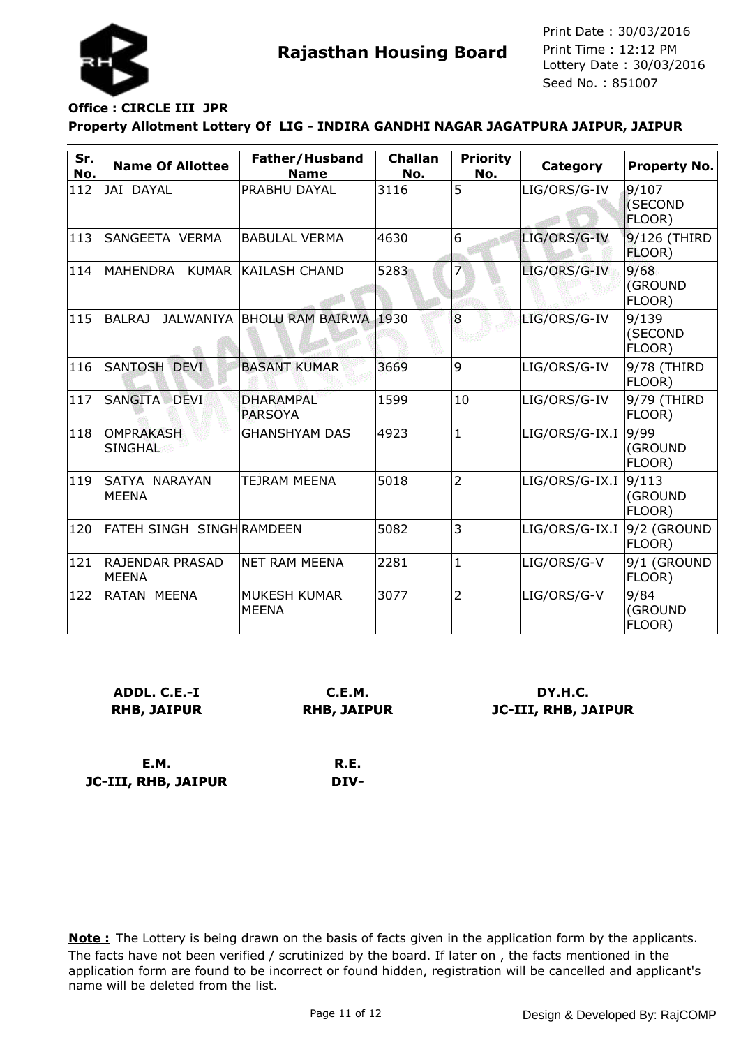# Rajasthan Housing Board

Print Date : 30/03/2016
Print Time : 12:12 PM
Lottery Date : 30/03/2016
Seed No. : 851007

**Office : CIRCLE III JPR**

**Property Allotment Lottery Of LIG - INDIRA GANDHI NAGAR JAGATPURA JAIPUR, JAIPUR**

| Sr. No. | Name Of Allottee | Father/Husband Name | Challan No. | Priority No. | Category | Property No. |
|---|---|---|---|---|---|---|
| 112 | JAI DAYAL | PRABHU DAYAL | 3116 | 5 | LIG/ORS/G-IV | 9/107 (SECOND FLOOR) |
| 113 | SANGEETA VERMA | BABULAL VERMA | 4630 | 6 | LIG/ORS/G-IV | 9/126 (THIRD FLOOR) |
| 114 | MAHENDRA KUMAR | KAILASH CHAND | 5283 | 7 | LIG/ORS/G-IV | 9/68 (GROUND FLOOR) |
| 115 | BALRAJ JALWANIYA | BHOLU RAM BAIRWA | 1930 | 8 | LIG/ORS/G-IV | 9/139 (SECOND FLOOR) |
| 116 | SANTOSH DEVI | BASANT KUMAR | 3669 | 9 | LIG/ORS/G-IV | 9/78 (THIRD FLOOR) |
| 117 | SANGITA DEVI | DHARAMPAL PARSOYA | 1599 | 10 | LIG/ORS/G-IV | 9/79 (THIRD FLOOR) |
| 118 | OMPRAKASH SINGHAL | GHANSHYAM DAS | 4923 | 1 | LIG/ORS/G-IX.I | 9/99 (GROUND FLOOR) |
| 119 | SATYA NARAYAN MEENA | TEJRAM MEENA | 5018 | 2 | LIG/ORS/G-IX.I | 9/113 (GROUND FLOOR) |
| 120 | FATEH SINGH SINGH | RAMDEEN | 5082 | 3 | LIG/ORS/G-IX.I | 9/2 (GROUND FLOOR) |
| 121 | RAJENDAR PRASAD MEENA | NET RAM MEENA | 2281 | 1 | LIG/ORS/G-V | 9/1 (GROUND FLOOR) |
| 122 | RATAN MEENA | MUKESH KUMAR MEENA | 3077 | 2 | LIG/ORS/G-V | 9/84 (GROUND FLOOR) |

**ADDL. C.E.-I**
**RHB, JAIPUR**

**C.E.M.**
**RHB, JAIPUR**

**DY.H.C.**
**JC-III, RHB, JAIPUR**

**E.M.**
**JC-III, RHB, JAIPUR**

**R.E.**
**DIV-**

**Note :** The Lottery is being drawn on the basis of facts given in the application form by the applicants. The facts have not been verified / scrutinized by the board. If later on , the facts mentioned in the application form are found to be incorrect or found hidden, registration will be cancelled and applicant's name will be deleted from the list.

Design & Developed By: RajCOMP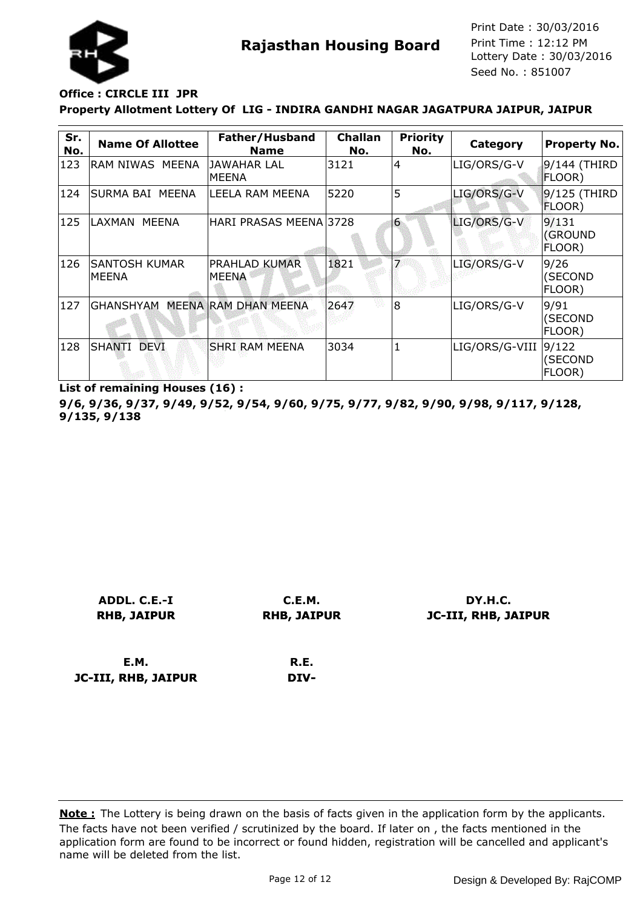**Rajasthan Housing Board**

Print Date : 30/03/2016
Print Time : 12:12 PM
Lottery Date : 30/03/2016
Seed No. : 851007

**Office : CIRCLE III JPR**

**Property Allotment Lottery Of LIG - INDIRA GANDHI NAGAR JAGATPURA JAIPUR, JAIPUR**

| Sr. No. | Name Of Allottee | Father/Husband Name | Challan No. | Priority No. | Category | Property No. |
|---|---|---|---|---|---|---|
| 123 | RAM NIWAS MEENA | JAWAHAR LAL MEENA | 3121 | 4 | LIG/ORS/G-V | 9/144 (THIRD FLOOR) |
| 124 | SURMA BAI MEENA | LEELA RAM MEENA | 5220 | 5 | LIG/ORS/G-V | 9/125 (THIRD FLOOR) |
| 125 | LAXMAN MEENA | HARI PRASAS MEENA | 3728 | 6 | LIG/ORS/G-V | 9/131 (GROUND FLOOR) |
| 126 | SANTOSH KUMAR MEENA | PRAHLAD KUMAR MEENA | 1821 | 7 | LIG/ORS/G-V | 9/26 (SECOND FLOOR) |
| 127 | GHANSHYAM MEENA | RAM DHAN MEENA | 2647 | 8 | LIG/ORS/G-V | 9/91 (SECOND FLOOR) |
| 128 | SHANTI DEVI | SHRI RAM MEENA | 3034 | 1 | LIG/ORS/G-VIII | 9/122 (SECOND FLOOR) |

**List of remaining Houses (16) :**

**9/6, 9/36, 9/37, 9/49, 9/52, 9/54, 9/60, 9/75, 9/77, 9/82, 9/90, 9/98, 9/117, 9/128, 9/135, 9/138**

**ADDL. C.E.-I**
**RHB, JAIPUR**

**C.E.M.**
**RHB, JAIPUR**

**DY.H.C.**
**JC-III, RHB, JAIPUR**

**E.M.**
**JC-III, RHB, JAIPUR**

**R.E.**
**DIV-**

**Note :** The Lottery is being drawn on the basis of facts given in the application form by the applicants. The facts have not been verified / scrutinized by the board. If later on , the facts mentioned in the application form are found to be incorrect or found hidden, registration will be cancelled and applicant's name will be deleted from the list.

Design & Developed By: RajCOMP